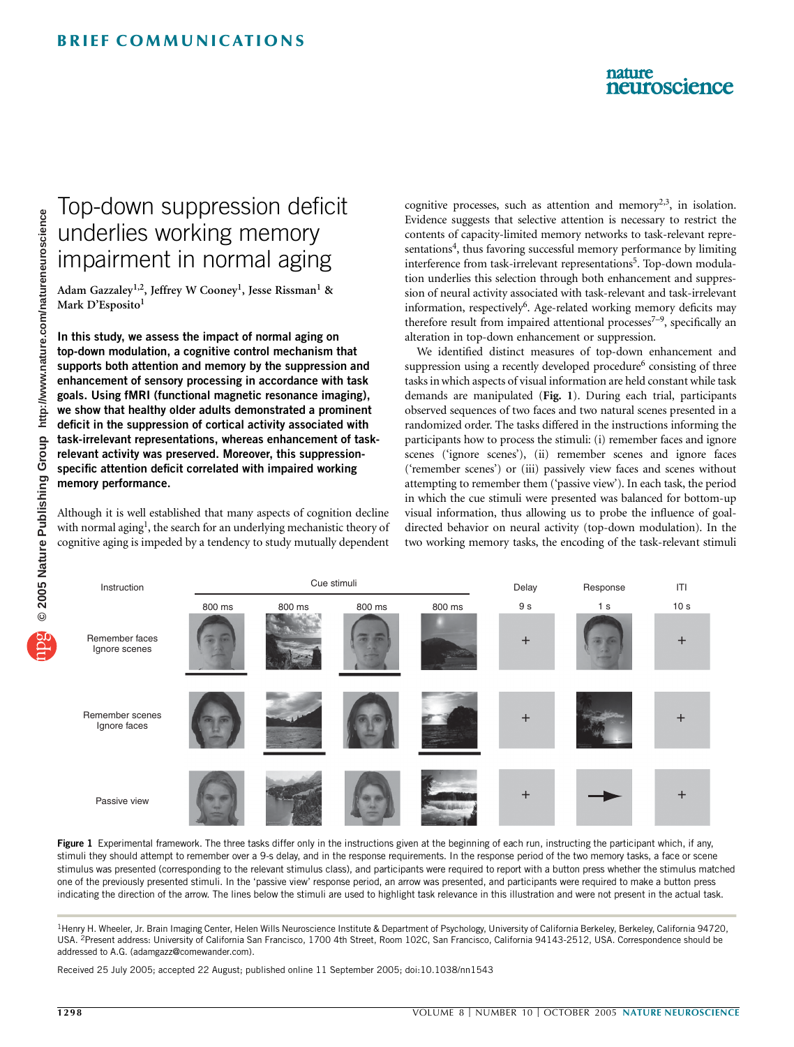BRIEF COMMUNICATIONS

# Top-down suppression deficit underlies working memory impairment in normal aging

**Adam Gazzaley[1,2], Jeffrey W Cooney[1], Jesse Rissman[1] & Mark D'Esposito[1]**

**In this study, we assess the impact of normal aging on top-down modulation, a cognitive control mechanism that supports both attention and memory by the suppression and enhancement of sensory processing in accordance with task goals. Using fMRI (functional magnetic resonance imaging), we show that healthy older adults demonstrated a prominent deficit in the suppression of cortical activity associated with task-irrelevant representations, whereas enhancement of task-relevant activity was preserved. Moreover, this suppression-specific attention deficit correlated with impaired working memory performance.**

Although it is well established that many aspects of cognition decline with normal aging[1], the search for an underlying mechanistic theory of cognitive aging is impeded by a tendency to study mutually dependent cognitive processes, such as attention and memory[2,3], in isolation. Evidence suggests that selective attention is necessary to restrict the contents of capacity-limited memory networks to task-relevant representations[4], thus favoring successful memory performance by limiting interference from task-irrelevant representations[5]. Top-down modulation underlies this selection through both enhancement and suppression of neural activity associated with task-relevant and task-irrelevant information, respectively[6]. Age-related working memory deficits may therefore result from impaired attentional processes[7–9], specifically an alteration in top-down enhancement or suppression.

We identified distinct measures of top-down enhancement and suppression using a recently developed procedure[6] consisting of three tasks in which aspects of visual information are held constant while task demands are manipulated (**Fig. 1**). During each trial, participants observed sequences of two faces and two natural scenes presented in a randomized order. The tasks differed in the instructions informing the participants how to process the stimuli: (i) remember faces and ignore scenes ('ignore scenes'), (ii) remember scenes and ignore faces ('remember scenes') or (iii) passively view faces and scenes without attempting to remember them ('passive view'). In each task, the period in which the cue stimuli were presented was balanced for bottom-up visual information, thus allowing us to probe the influence of goal-directed behavior on neural activity (top-down modulation). In the two working memory tasks, the encoding of the task-relevant stimuli

| Instruction | Cue stimuli 800 ms | 800 ms | 800 ms | 800 ms | Delay 9 s | Response 1 s | ITI 10 s |
|---|---|---|---|---|---|---|---|
| Remember faces Ignore scenes | | | | | + | | + |
| Remember scenes Ignore faces | | | | | + | | + |
| Passive view | | | | | + | | + |

**Figure 1** Experimental framework. The three tasks differ only in the instructions given at the beginning of each run, instructing the participant which, if any, stimuli they should attempt to remember over a 9-s delay, and in the response requirements. In the response period of the two memory tasks, a face or scene stimulus was presented (corresponding to the relevant stimulus class), and participants were required to report with a button press whether the stimulus matched one of the previously presented stimuli. In the 'passive view' response period, an arrow was presented, and participants were required to make a button press indicating the direction of the arrow. The lines below the stimuli are used to highlight task relevance in this illustration and were not present in the actual task.

[1]Henry H. Wheeler, Jr. Brain Imaging Center, Helen Wills Neuroscience Institute & Department of Psychology, University of California Berkeley, Berkeley, California 94720, USA. [2]Present address: University of California San Francisco, 1700 4th Street, Room 102C, San Francisco, California 94143-2512, USA. Correspondence should be addressed to A.G. (adamgazz@comewander.com).

Received 25 July 2005; accepted 22 August; published online 11 September 2005; doi:10.1038/nn1543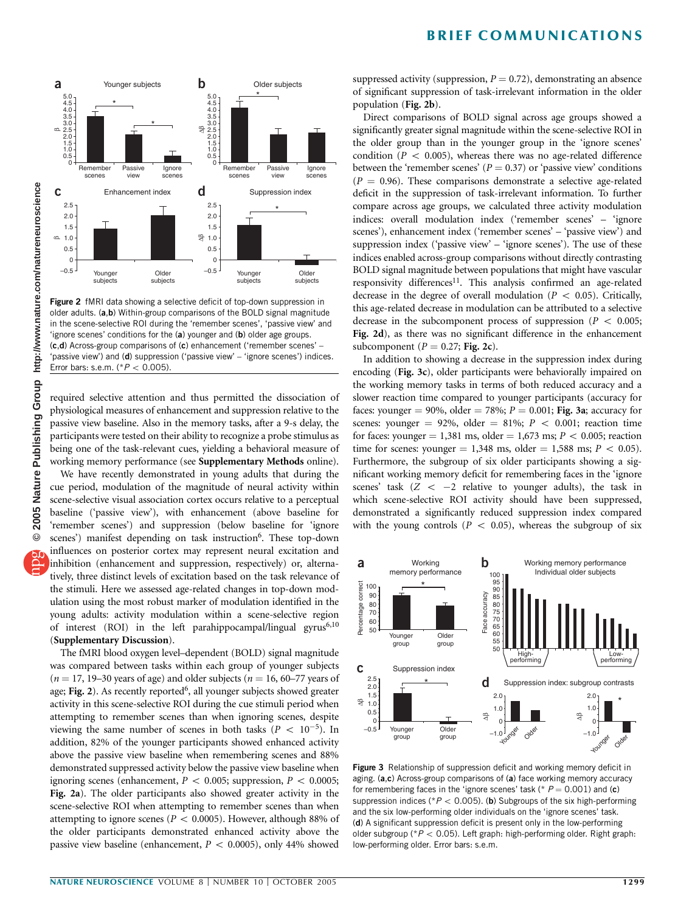Figure 2 fMRI data showing a selective deficit of top-down suppression in older adults. (**a**,**b**) Within-group comparisons of the BOLD signal magnitude in the scene-selective ROI during the 'remember scenes', 'passive view' and 'ignore scenes' conditions for the (**a**) younger and (**b**) older age groups. (**c**,**d**) Across-group comparisons of (**c**) enhancement ('remember scenes' – 'passive view') and (**d**) suppression ('passive view' – 'ignore scenes') indices. Error bars: s.e.m. (\*$P < 0.005$).

required selective attention and thus permitted the dissociation of physiological measures of enhancement and suppression relative to the passive view baseline. Also in the memory tasks, after a 9-s delay, the participants were tested on their ability to recognize a probe stimulus as being one of the task-relevant cues, yielding a behavioral measure of working memory performance (see **Supplementary Methods** online).

We have recently demonstrated in young adults that during the cue period, modulation of the magnitude of neural activity within scene-selective visual association cortex occurs relative to a perceptual baseline ('passive view'), with enhancement (above baseline for 'remember scenes') and suppression (below baseline for 'ignore scenes') manifest depending on task instruction[6]. These top-down influences on posterior cortex may represent neural excitation and inhibition (enhancement and suppression, respectively) or, alternatively, three distinct levels of excitation based on the task relevance of the stimuli. Here we assessed age-related changes in top-down modulation using the most robust marker of modulation identified in the young adults: activity modulation within a scene-selective region of interest (ROI) in the left parahippocampal/lingual gyrus[6,10] (**Supplementary Discussion**).

The fMRI blood oxygen level–dependent (BOLD) signal magnitude was compared between tasks within each group of younger subjects ($n = 17$, 19–30 years of age) and older subjects ($n = 16$, 60–77 years of age; **Fig. 2**). As recently reported[6], all younger subjects showed greater activity in this scene-selective ROI during the cue stimuli period when attempting to remember scenes than when ignoring scenes, despite viewing the same number of scenes in both tasks ($P < 10^{-5}$). In addition, 82% of the younger participants showed enhanced activity above the passive view baseline when remembering scenes and 88% demonstrated suppressed activity below the passive view baseline when ignoring scenes (enhancement, $P < 0.005$; suppression, $P < 0.0005$; **Fig. 2a**). The older participants also showed greater activity in the scene-selective ROI when attempting to remember scenes than when attempting to ignore scenes ($P < 0.0005$). However, although 88% of the older participants demonstrated enhanced activity above the passive view baseline (enhancement, $P < 0.0005$), only 44% showed suppressed activity (suppression, $P = 0.72$), demonstrating an absence of significant suppression of task-irrelevant information in the older population (**Fig. 2b**).

Direct comparisons of BOLD signal across age groups showed a significantly greater signal magnitude within the scene-selective ROI in the older group than in the younger group in the 'ignore scenes' condition ($P < 0.005$), whereas there was no age-related difference between the 'remember scenes' ($P = 0.37$) or 'passive view' conditions ($P = 0.96$). These comparisons demonstrate a selective age-related deficit in the suppression of task-irrelevant information. To further compare across age groups, we calculated three activity modulation indices: overall modulation index ('remember scenes' – 'ignore scenes'), enhancement index ('remember scenes' – 'passive view') and suppression index ('passive view' – 'ignore scenes'). The use of these indices enabled across-group comparisons without directly contrasting BOLD signal magnitude between populations that might have vascular responsivity differences[11]. This analysis confirmed an age-related decrease in the degree of overall modulation ($P < 0.05$). Critically, this age-related decrease in modulation can be attributed to a selective decrease in the subcomponent process of suppression ($P < 0.005$; **Fig. 2d**), as there was no significant difference in the enhancement subcomponent ($P = 0.27$; **Fig. 2c**).

In addition to showing a decrease in the suppression index during encoding (**Fig. 3c**), older participants were behaviorally impaired on the working memory tasks in terms of both reduced accuracy and a slower reaction time compared to younger participants (accuracy for faces: younger = 90%, older = 78%; $P = 0.001$; **Fig. 3a**; accuracy for scenes: younger = 92%, older = 81%; $P < 0.001$; reaction time for faces: younger = 1,381 ms, older = 1,673 ms; $P < 0.005$; reaction time for scenes: younger = 1,348 ms, older = 1,588 ms; $P < 0.05$). Furthermore, the subgroup of six older participants showing a significant working memory deficit for remembering faces in the 'ignore scenes' task ($Z < -2$ relative to younger adults), the task in which scene-selective ROI activity should have been suppressed, demonstrated a significantly reduced suppression index compared with the young controls ($P < 0.05$), whereas the subgroup of six

Figure 3 Relationship of suppression deficit and working memory deficit in aging. (**a**,**c**) Across-group comparisons of (**a**) face working memory accuracy for remembering faces in the 'ignore scenes' task (\* $P = 0.001$) and (**c**) suppression indices (\*$P < 0.005$). (**b**) Subgroups of the six high-performing and the six low-performing older individuals on the 'ignore scenes' task. (**d**) A significant suppression deficit is present only in the low-performing older subgroup (\*$P < 0.05$). Left graph: high-performing older. Right graph: low-performing older. Error bars: s.e.m.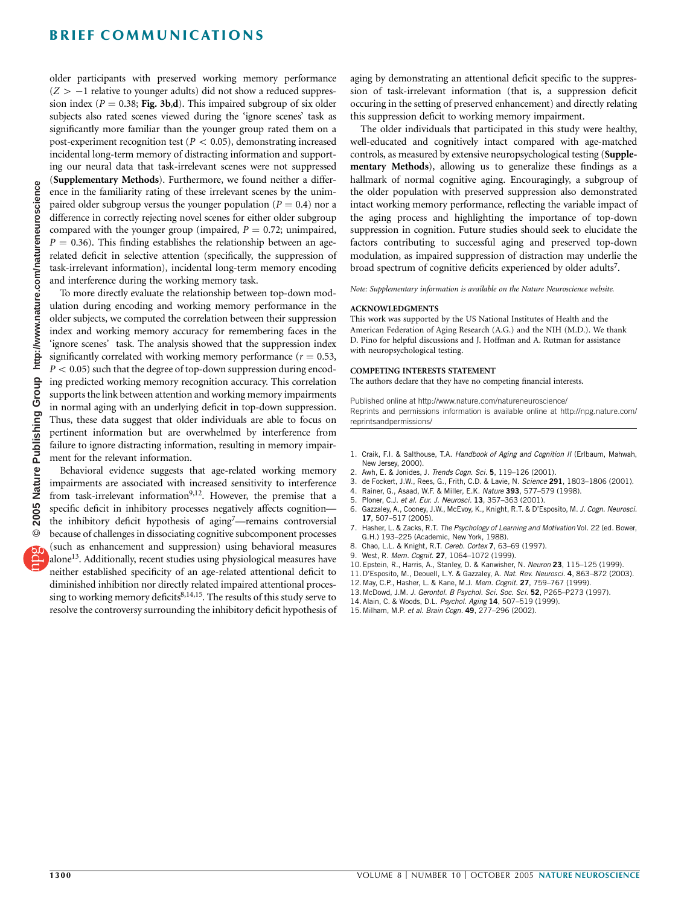older participants with preserved working memory performance ($Z > -1$ relative to younger adults) did not show a reduced suppression index ($P = 0.38$; **Fig. 3b,d**). This impaired subgroup of six older subjects also rated scenes viewed during the 'ignore scenes' task as significantly more familiar than the younger group rated them on a post-experiment recognition test ($P < 0.05$), demonstrating increased incidental long-term memory of distracting information and supporting our neural data that task-irrelevant scenes were not suppressed (**Supplementary Methods**). Furthermore, we found neither a difference in the familiarity rating of these irrelevant scenes by the unimpaired older subgroup versus the younger population ($P = 0.4$) nor a difference in correctly rejecting novel scenes for either older subgroup compared with the younger group (impaired, $P = 0.72$; unimpaired, $P = 0.36$). This finding establishes the relationship between an age-related deficit in selective attention (specifically, the suppression of task-irrelevant information), incidental long-term memory encoding and interference during the working memory task.

To more directly evaluate the relationship between top-down modulation during encoding and working memory performance in the older subjects, we computed the correlation between their suppression index and working memory accuracy for remembering faces in the 'ignore scenes' task. The analysis showed that the suppression index significantly correlated with working memory performance ($r = 0.53$, $P < 0.05$) such that the degree of top-down suppression during encoding predicted working memory recognition accuracy. This correlation supports the link between attention and working memory impairments in normal aging with an underlying deficit in top-down suppression. Thus, these data suggest that older individuals are able to focus on pertinent information but are overwhelmed by interference from failure to ignore distracting information, resulting in memory impairment for the relevant information.

Behavioral evidence suggests that age-related working memory impairments are associated with increased sensitivity to interference from task-irrelevant information[9,12]. However, the premise that a specific deficit in inhibitory processes negatively affects cognition—the inhibitory deficit hypothesis of aging[7]—remains controversial because of challenges in dissociating cognitive subcomponent processes (such as enhancement and suppression) using behavioral measures alone[13]. Additionally, recent studies using physiological measures have neither established specificity of an age-related attentional deficit to diminished inhibition nor directly related impaired attentional processing to working memory deficits[8,14,15]. The results of this study serve to resolve the controversy surrounding the inhibitory deficit hypothesis of aging by demonstrating an attentional deficit specific to the suppression of task-irrelevant information (that is, a suppression deficit occuring in the setting of preserved enhancement) and directly relating this suppression deficit to working memory impairment.

The older individuals that participated in this study were healthy, well-educated and cognitively intact compared with age-matched controls, as measured by extensive neuropsychological testing (**Supplementary Methods**), allowing us to generalize these findings as a hallmark of normal cognitive aging. Encouragingly, a subgroup of the older population with preserved suppression also demonstrated intact working memory performance, reflecting the variable impact of the aging process and highlighting the importance of top-down suppression in cognition. Future studies should seek to elucidate the factors contributing to successful aging and preserved top-down modulation, as impaired suppression of distraction may underlie the broad spectrum of cognitive deficits experienced by older adults[7].

*Note: Supplementary information is available on the Nature Neuroscience website.*

### ACKNOWLEDGMENTS

This work was supported by the US National Institutes of Health and the American Federation of Aging Research (A.G.) and the NIH (M.D.). We thank D. Pino for helpful discussions and J. Hoffman and A. Rutman for assistance with neuropsychological testing.

### COMPETING INTERESTS STATEMENT

The authors declare that they have no competing financial interests.

Published online at http://www.nature.com/natureneuroscience/
Reprints and permissions information is available online at http://npg.nature.com/reprintsandpermissions/

1. Craik, F.I. & Salthouse, T.A. *Handbook of Aging and Cognition II* (Erlbaum, Mahwah, New Jersey, 2000).
2. Awh, E. & Jonides, J. *Trends Cogn. Sci.* **5**, 119–126 (2001).
3. de Fockert, J.W., Rees, G., Frith, C.D. & Lavie, N. *Science* **291**, 1803–1806 (2001).
4. Rainer, G., Asaad, W.F. & Miller, E.K. *Nature* **393**, 577–579 (1998).
5. Ploner, C.J. *et al. Eur. J. Neurosci.* **13**, 357–363 (2001).
6. Gazzaley, A., Cooney, J.W., McEvoy, K., Knight, R.T. & D'Esposito, M. *J. Cogn. Neurosci.* **17**, 507–517 (2005).
7. Hasher, L. & Zacks, R.T. *The Psychology of Learning and Motivation* Vol. 22 (ed. Bower, G.H.) 193–225 (Academic, New York, 1988).
8. Chao, L.L. & Knight, R.T. *Cereb. Cortex* **7**, 63–69 (1997).
9. West, R. *Mem. Cognit.* **27**, 1064–1072 (1999).
10. Epstein, R., Harris, A., Stanley, D. & Kanwisher, N. *Neuron* **23**, 115–125 (1999).
11. D'Esposito, M., Deouell, L.Y. & Gazzaley, A. *Nat. Rev. Neurosci.* **4**, 863–872 (2003).
12. May, C.P., Hasher, L. & Kane, M.J. *Mem. Cognit.* **27**, 759–767 (1999).
13. McDowd, J.M. *J. Gerontol. B Psychol. Sci. Soc. Sci.* **52**, P265–P273 (1997).
14. Alain, C. & Woods, D.L. *Psychol. Aging* **14**, 507–519 (1999).
15. Milham, M.P. *et al. Brain Cogn.* **49**, 277–296 (2002).